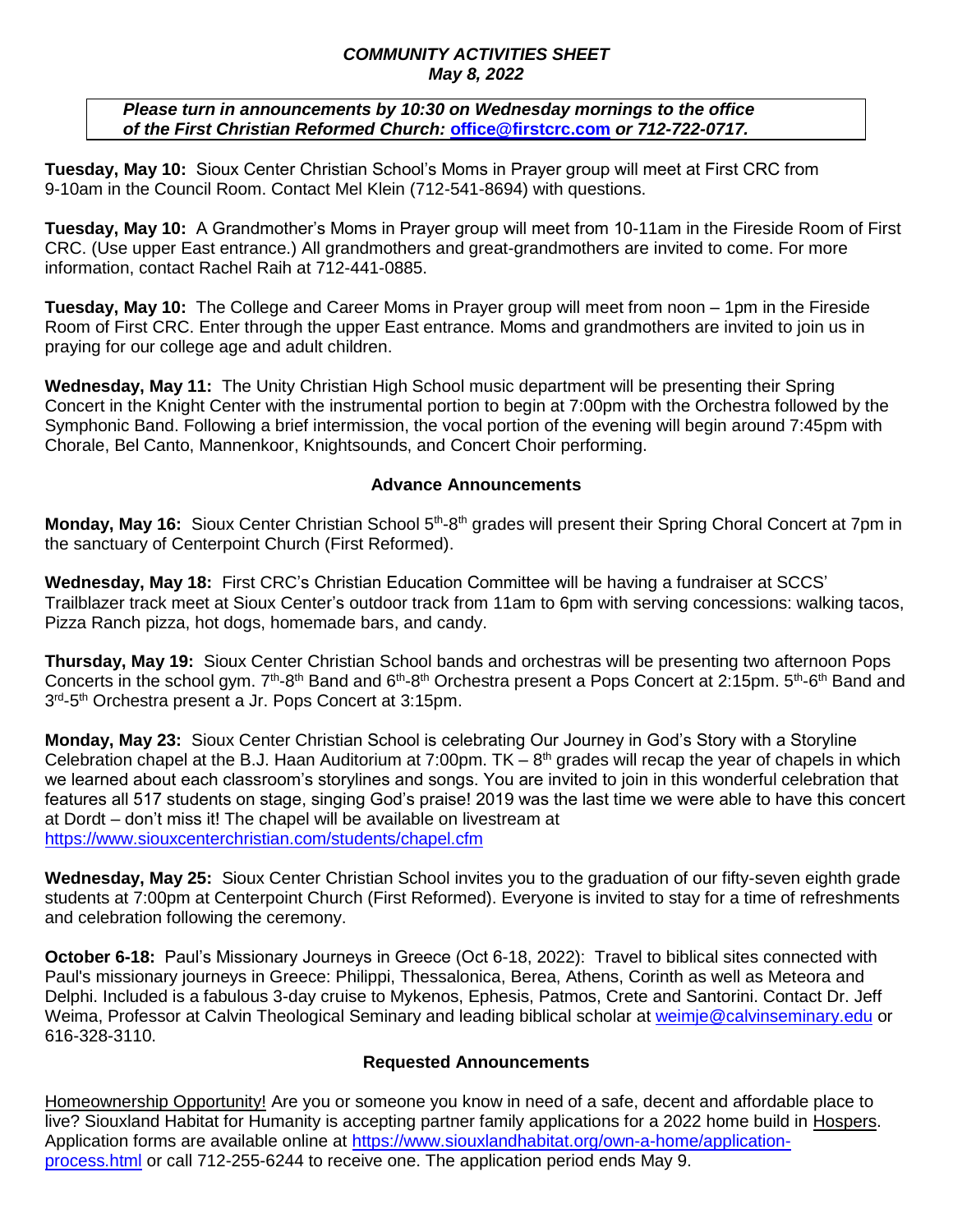***COMMUNITY ACTIVITIES SHEET***
***May 8, 2022***

***Please turn in announcements by 10:30 on Wednesday mornings to the office of the First Christian Reformed Church: office@firstcrc.com or 712-722-0717.***

**Tuesday, May 10:** Sioux Center Christian School's Moms in Prayer group will meet at First CRC from 9-10am in the Council Room. Contact Mel Klein (712-541-8694) with questions.

**Tuesday, May 10:** A Grandmother's Moms in Prayer group will meet from 10-11am in the Fireside Room of First CRC. (Use upper East entrance.) All grandmothers and great-grandmothers are invited to come. For more information, contact Rachel Raih at 712-441-0885.

**Tuesday, May 10:** The College and Career Moms in Prayer group will meet from noon – 1pm in the Fireside Room of First CRC. Enter through the upper East entrance. Moms and grandmothers are invited to join us in praying for our college age and adult children.

**Wednesday, May 11:** The Unity Christian High School music department will be presenting their Spring Concert in the Knight Center with the instrumental portion to begin at 7:00pm with the Orchestra followed by the Symphonic Band. Following a brief intermission, the vocal portion of the evening will begin around 7:45pm with Chorale, Bel Canto, Mannenkoor, Knightsounds, and Concert Choir performing.

**Advance Announcements**

**Monday, May 16:** Sioux Center Christian School 5th-8th grades will present their Spring Choral Concert at 7pm in the sanctuary of Centerpoint Church (First Reformed).

**Wednesday, May 18:** First CRC's Christian Education Committee will be having a fundraiser at SCCS' Trailblazer track meet at Sioux Center's outdoor track from 11am to 6pm with serving concessions: walking tacos, Pizza Ranch pizza, hot dogs, homemade bars, and candy.

**Thursday, May 19:** Sioux Center Christian School bands and orchestras will be presenting two afternoon Pops Concerts in the school gym. 7th-8th Band and 6th-8th Orchestra present a Pops Concert at 2:15pm. 5th-6th Band and 3rd-5th Orchestra present a Jr. Pops Concert at 3:15pm.

**Monday, May 23:** Sioux Center Christian School is celebrating Our Journey in God's Story with a Storyline Celebration chapel at the B.J. Haan Auditorium at 7:00pm. TK – 8th grades will recap the year of chapels in which we learned about each classroom's storylines and songs. You are invited to join in this wonderful celebration that features all 517 students on stage, singing God's praise! 2019 was the last time we were able to have this concert at Dordt – don't miss it! The chapel will be available on livestream at https://www.siouxcenterchristian.com/students/chapel.cfm

**Wednesday, May 25:** Sioux Center Christian School invites you to the graduation of our fifty-seven eighth grade students at 7:00pm at Centerpoint Church (First Reformed). Everyone is invited to stay for a time of refreshments and celebration following the ceremony.

**October 6-18:** Paul's Missionary Journeys in Greece (Oct 6-18, 2022): Travel to biblical sites connected with Paul's missionary journeys in Greece: Philippi, Thessalonica, Berea, Athens, Corinth as well as Meteora and Delphi. Included is a fabulous 3-day cruise to Mykenos, Ephesis, Patmos, Crete and Santorini. Contact Dr. Jeff Weima, Professor at Calvin Theological Seminary and leading biblical scholar at weimje@calvinseminary.edu or 616-328-3110.

**Requested Announcements**

Homeownership Opportunity! Are you or someone you know in need of a safe, decent and affordable place to live? Siouxland Habitat for Humanity is accepting partner family applications for a 2022 home build in Hospers. Application forms are available online at https://www.siouxlandhabitat.org/own-a-home/application-process.html or call 712-255-6244 to receive one. The application period ends May 9.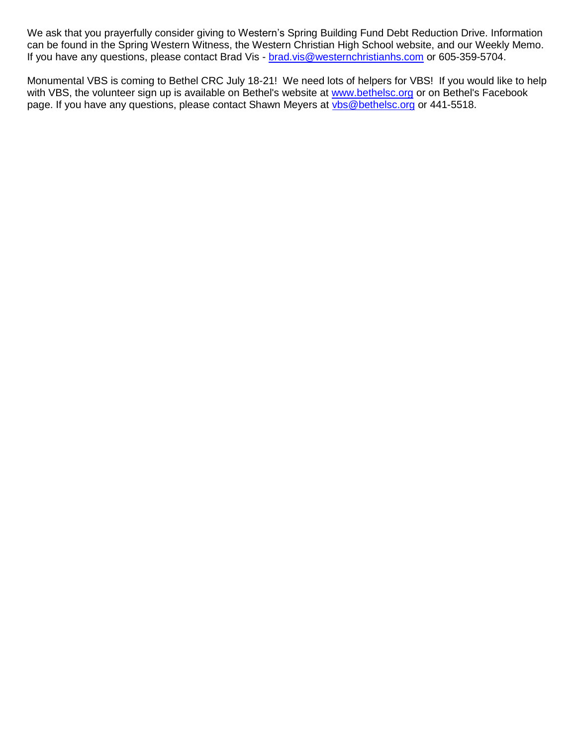We ask that you prayerfully consider giving to Western's Spring Building Fund Debt Reduction Drive. Information can be found in the Spring Western Witness, the Western Christian High School website, and our Weekly Memo. If you have any questions, please contact Brad Vis - brad.vis@westernchristianhs.com or 605-359-5704.

Monumental VBS is coming to Bethel CRC July 18-21! We need lots of helpers for VBS! If you would like to help with VBS, the volunteer sign up is available on Bethel's website at www.bethelsc.org or on Bethel's Facebook page. If you have any questions, please contact Shawn Meyers at vbs@bethelsc.org or 441-5518.